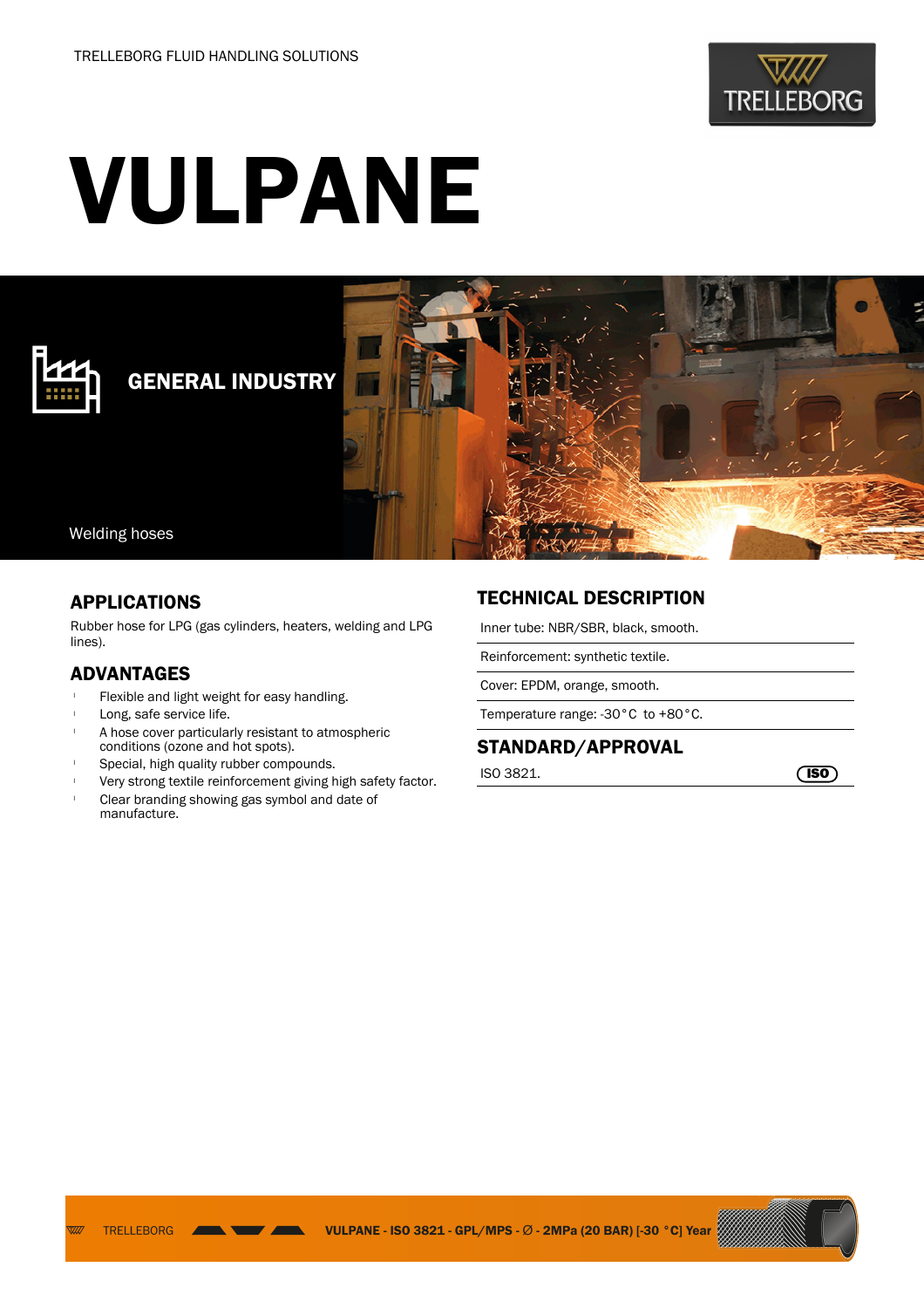TRELLEBORG FLUID HANDLING SOLUTIONS

# VULPANE

## GENERAL INDUSTRY

Welding hoses

## APPLICATIONS

Rubber hose for LPG (gas cylinders, heaters, welding and LPG lines).

## ADVANTAGES

- Flexible and light weight for easy handling.
- Long, safe service life.
- A hose cover particularly resistant to atmospheric conditions (ozone and hot spots).
- Special, high quality rubber compounds.
- Very strong textile reinforcement giving high safety factor.
- Clear branding showing gas symbol and date of manufacture.

## TECHNICAL DESCRIPTION

Inner tube: NBR/SBR, black, smooth.

Reinforcement: synthetic textile.

Cover: EPDM, orange, smooth.

Temperature range: -30°C to +80°C.

## STANDARD/APPROVAL

ISO 3821.

TRELLEBORG VULPANE - ISO 3821 - GPL/MPS - Ø - 2MPa (20 BAR) [-30 °C] Year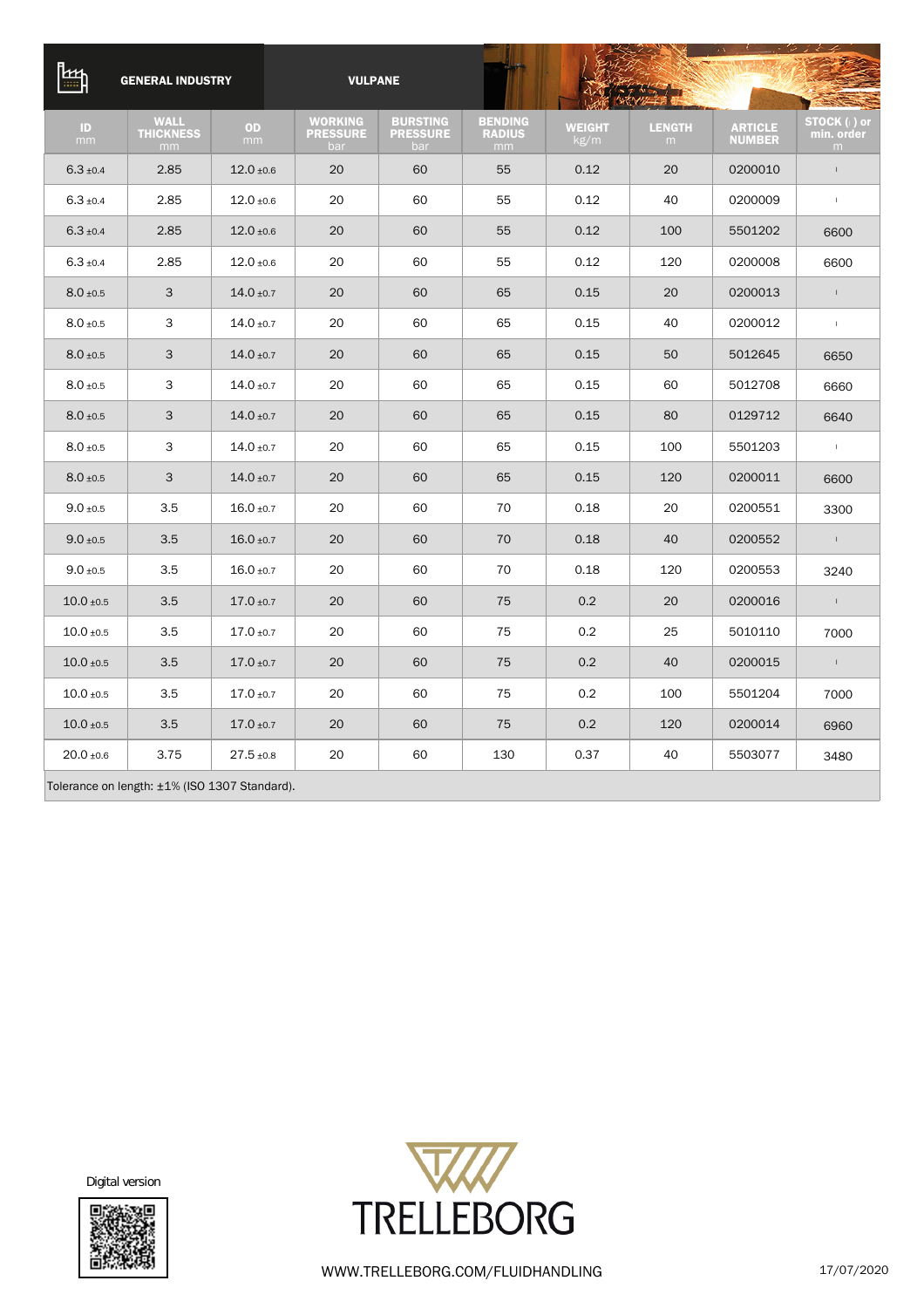**GENERAL INDUSTRY** | **VULPANE**

| ID mm | WALL THICKNESS mm | OD mm | WORKING PRESSURE bar | BURSTING PRESSURE bar | BENDING RADIUS mm | WEIGHT kg/m | LENGTH m | ARTICLE NUMBER | STOCK ( ) or min. order m |
|---|---|---|---|---|---|---|---|---|---|
| 6.3 ±0.4 | 2.85 | 12.0 ±0.6 | 20 | 60 | 55 | 0.12 | 20 | 0200010 | I |
| 6.3 ±0.4 | 2.85 | 12.0 ±0.6 | 20 | 60 | 55 | 0.12 | 40 | 0200009 | I |
| 6.3 ±0.4 | 2.85 | 12.0 ±0.6 | 20 | 60 | 55 | 0.12 | 100 | 5501202 | 6600 |
| 6.3 ±0.4 | 2.85 | 12.0 ±0.6 | 20 | 60 | 55 | 0.12 | 120 | 0200008 | 6600 |
| 8.0 ±0.5 | 3 | 14.0 ±0.7 | 20 | 60 | 65 | 0.15 | 20 | 0200013 | I |
| 8.0 ±0.5 | 3 | 14.0 ±0.7 | 20 | 60 | 65 | 0.15 | 40 | 0200012 | I |
| 8.0 ±0.5 | 3 | 14.0 ±0.7 | 20 | 60 | 65 | 0.15 | 50 | 5012645 | 6650 |
| 8.0 ±0.5 | 3 | 14.0 ±0.7 | 20 | 60 | 65 | 0.15 | 60 | 5012708 | 6660 |
| 8.0 ±0.5 | 3 | 14.0 ±0.7 | 20 | 60 | 65 | 0.15 | 80 | 0129712 | 6640 |
| 8.0 ±0.5 | 3 | 14.0 ±0.7 | 20 | 60 | 65 | 0.15 | 100 | 5501203 | I |
| 8.0 ±0.5 | 3 | 14.0 ±0.7 | 20 | 60 | 65 | 0.15 | 120 | 0200011 | 6600 |
| 9.0 ±0.5 | 3.5 | 16.0 ±0.7 | 20 | 60 | 70 | 0.18 | 20 | 0200551 | 3300 |
| 9.0 ±0.5 | 3.5 | 16.0 ±0.7 | 20 | 60 | 70 | 0.18 | 40 | 0200552 | I |
| 9.0 ±0.5 | 3.5 | 16.0 ±0.7 | 20 | 60 | 70 | 0.18 | 120 | 0200553 | 3240 |
| 10.0 ±0.5 | 3.5 | 17.0 ±0.7 | 20 | 60 | 75 | 0.2 | 20 | 0200016 | I |
| 10.0 ±0.5 | 3.5 | 17.0 ±0.7 | 20 | 60 | 75 | 0.2 | 25 | 5010110 | 7000 |
| 10.0 ±0.5 | 3.5 | 17.0 ±0.7 | 20 | 60 | 75 | 0.2 | 40 | 0200015 | I |
| 10.0 ±0.5 | 3.5 | 17.0 ±0.7 | 20 | 60 | 75 | 0.2 | 100 | 5501204 | 7000 |
| 10.0 ±0.5 | 3.5 | 17.0 ±0.7 | 20 | 60 | 75 | 0.2 | 120 | 0200014 | 6960 |
| 20.0 ±0.6 | 3.75 | 27.5 ±0.8 | 20 | 60 | 130 | 0.37 | 40 | 5503077 | 3480 |

Tolerance on length: ±1% (ISO 1307 Standard).

Digital version

TRELLEBORG

WWW.TRELLEBORG.COM/FLUIDHANDLING

17/07/2020